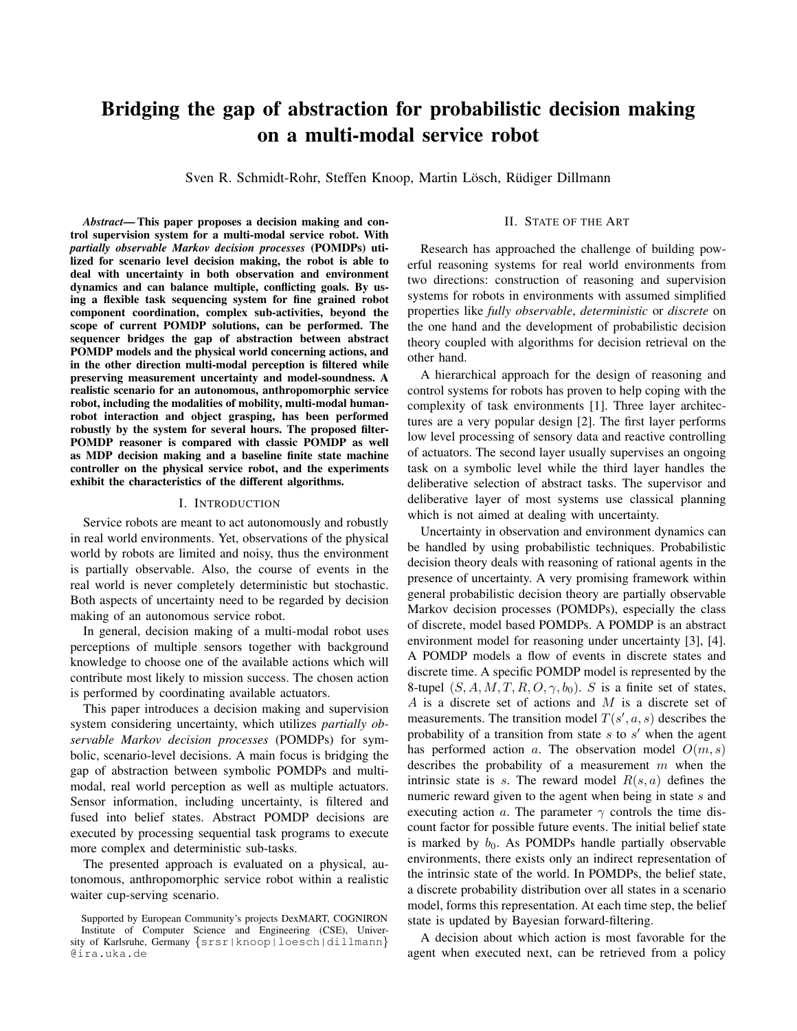# Bridging the gap of abstraction for probabilistic decision making on a multi-modal service robot

Sven R. Schmidt-Rohr, Steffen Knoop, Martin Lösch, Rüdiger Dillmann

***Abstract*— This paper proposes a decision making and control supervision system for a multi-modal service robot. With *partially observable Markov decision processes* (POMDPs) utilized for scenario level decision making, the robot is able to deal with uncertainty in both observation and environment dynamics and can balance multiple, conflicting goals. By using a flexible task sequencing system for fine grained robot component coordination, complex sub-activities, beyond the scope of current POMDP solutions, can be performed. The sequencer bridges the gap of abstraction between abstract POMDP models and the physical world concerning actions, and in the other direction multi-modal perception is filtered while preserving measurement uncertainty and model-soundness. A realistic scenario for an autonomous, anthropomorphic service robot, including the modalities of mobility, multi-modal human-robot interaction and object grasping, has been performed robustly by the system for several hours. The proposed filter-POMDP reasoner is compared with classic POMDP as well as MDP decision making and a baseline finite state machine controller on the physical service robot, and the experiments exhibit the characteristics of the different algorithms.**

## I. Introduction

Service robots are meant to act autonomously and robustly in real world environments. Yet, observations of the physical world by robots are limited and noisy, thus the environment is partially observable. Also, the course of events in the real world is never completely deterministic but stochastic. Both aspects of uncertainty need to be regarded by decision making of an autonomous service robot.

In general, decision making of a multi-modal robot uses perceptions of multiple sensors together with background knowledge to choose one of the available actions which will contribute most likely to mission success. The chosen action is performed by coordinating available actuators.

This paper introduces a decision making and supervision system considering uncertainty, which utilizes *partially observable Markov decision processes* (POMDPs) for symbolic, scenario-level decisions. A main focus is bridging the gap of abstraction between symbolic POMDPs and multi-modal, real world perception as well as multiple actuators. Sensor information, including uncertainty, is filtered and fused into belief states. Abstract POMDP decisions are executed by processing sequential task programs to execute more complex and deterministic sub-tasks.

The presented approach is evaluated on a physical, autonomous, anthropomorphic service robot within a realistic waiter cup-serving scenario.

Supported by European Community's projects DexMART, COGNIRON Institute of Computer Science and Engineering (CSE), University of Karlsruhe, Germany {srsr|knoop|loesch|dillmann} @ira.uka.de

## II. State of the Art

Research has approached the challenge of building powerful reasoning systems for real world environments from two directions: construction of reasoning and supervision systems for robots in environments with assumed simplified properties like *fully observable*, *deterministic* or *discrete* on the one hand and the development of probabilistic decision theory coupled with algorithms for decision retrieval on the other hand.

A hierarchical approach for the design of reasoning and control systems for robots has proven to help coping with the complexity of task environments [1]. Three layer architectures are a very popular design [2]. The first layer performs low level processing of sensory data and reactive controlling of actuators. The second layer usually supervises an ongoing task on a symbolic level while the third layer handles the deliberative selection of abstract tasks. The supervisor and deliberative layer of most systems use classical planning which is not aimed at dealing with uncertainty.

Uncertainty in observation and environment dynamics can be handled by using probabilistic techniques. Probabilistic decision theory deals with reasoning of rational agents in the presence of uncertainty. A very promising framework within general probabilistic decision theory are partially observable Markov decision processes (POMDPs), especially the class of discrete, model based POMDPs. A POMDP is an abstract environment model for reasoning under uncertainty [3], [4]. A POMDP models a flow of events in discrete states and discrete time. A specific POMDP model is represented by the 8-tupel $(S, A, M, T, R, O, \gamma, b_0)$. $S$ is a finite set of states, $A$ is a discrete set of actions and $M$ is a discrete set of measurements. The transition model $T(s', a, s)$ describes the probability of a transition from state $s$ to $s'$ when the agent has performed action $a$. The observation model $O(m, s)$ describes the probability of a measurement $m$ when the intrinsic state is $s$. The reward model $R(s, a)$ defines the numeric reward given to the agent when being in state $s$ and executing action $a$. The parameter $\gamma$ controls the time discount factor for possible future events. The initial belief state is marked by $b_0$. As POMDPs handle partially observable environments, there exists only an indirect representation of the intrinsic state of the world. In POMDPs, the belief state, a discrete probability distribution over all states in a scenario model, forms this representation. At each time step, the belief state is updated by Bayesian forward-filtering.

A decision about which action is most favorable for the agent when executed next, can be retrieved from a policy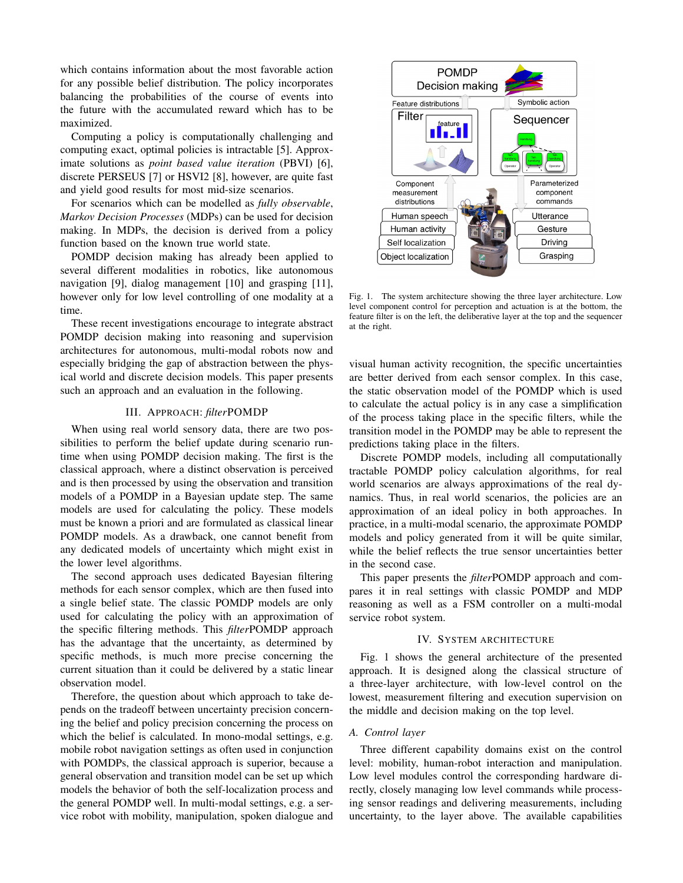which contains information about the most favorable action for any possible belief distribution. The policy incorporates balancing the probabilities of the course of events into the future with the accumulated reward which has to be maximized.

Computing a policy is computationally challenging and computing exact, optimal policies is intractable [5]. Approximate solutions as *point based value iteration* (PBVI) [6], discrete PERSEUS [7] or HSVI2 [8], however, are quite fast and yield good results for most mid-size scenarios.

For scenarios which can be modelled as *fully observable*, *Markov Decision Processes* (MDPs) can be used for decision making. In MDPs, the decision is derived from a policy function based on the known true world state.

POMDP decision making has already been applied to several different modalities in robotics, like autonomous navigation [9], dialog management [10] and grasping [11], however only for low level controlling of one modality at a time.

These recent investigations encourage to integrate abstract POMDP decision making into reasoning and supervision architectures for autonomous, multi-modal robots now and especially bridging the gap of abstraction between the physical world and discrete decision models. This paper presents such an approach and an evaluation in the following.

## III. Approach: *filter*POMDP

When using real world sensory data, there are two possibilities to perform the belief update during scenario runtime when using POMDP decision making. The first is the classical approach, where a distinct observation is perceived and is then processed by using the observation and transition models of a POMDP in a Bayesian update step. The same models are used for calculating the policy. These models must be known a priori and are formulated as classical linear POMDP models. As a drawback, one cannot benefit from any dedicated models of uncertainty which might exist in the lower level algorithms.

The second approach uses dedicated Bayesian filtering methods for each sensor complex, which are then fused into a single belief state. The classic POMDP models are only used for calculating the policy with an approximation of the specific filtering methods. This *filter*POMDP approach has the advantage that the uncertainty, as determined by specific methods, is much more precise concerning the current situation than it could be delivered by a static linear observation model.

Therefore, the question about which approach to take depends on the tradeoff between uncertainty precision concerning the belief and policy precision concerning the process on which the belief is calculated. In mono-modal settings, e.g. mobile robot navigation settings as often used in conjunction with POMDPs, the classical approach is superior, because a general observation and transition model can be set up which models the behavior of both the self-localization process and the general POMDP well. In multi-modal settings, e.g. a service robot with mobility, manipulation, spoken dialogue and visual human activity recognition, the specific uncertainties are better derived from each sensor complex. In this case, the static observation model of the POMDP which is used to calculate the actual policy is in any case a simplification of the process taking place in the specific filters, while the transition model in the POMDP may be able to represent the predictions taking place in the filters.

Discrete POMDP models, including all computationally tractable POMDP policy calculation algorithms, for real world scenarios are always approximations of the real dynamics. Thus, in real world scenarios, the policies are an approximation of an ideal policy in both approaches. In practice, in a multi-modal scenario, the approximate POMDP models and policy generated from it will be quite similar, while the belief reflects the true sensor uncertainties better in the second case.

This paper presents the *filter*POMDP approach and compares it in real settings with classic POMDP and MDP reasoning as well as a FSM controller on a multi-modal service robot system.

Fig. 1. The system architecture showing the three layer architecture. Low level component control for perception and actuation is at the bottom, the feature filter is on the left, the deliberative layer at the top and the sequencer at the right.

## IV. System Architecture

Fig. 1 shows the general architecture of the presented approach. It is designed along the classical structure of a three-layer architecture, with low-level control on the lowest, measurement filtering and execution supervision on the middle and decision making on the top level.

### A. Control layer

Three different capability domains exist on the control level: mobility, human-robot interaction and manipulation. Low level modules control the corresponding hardware directly, closely managing low level commands while processing sensor readings and delivering measurements, including uncertainty, to the layer above. The available capabilities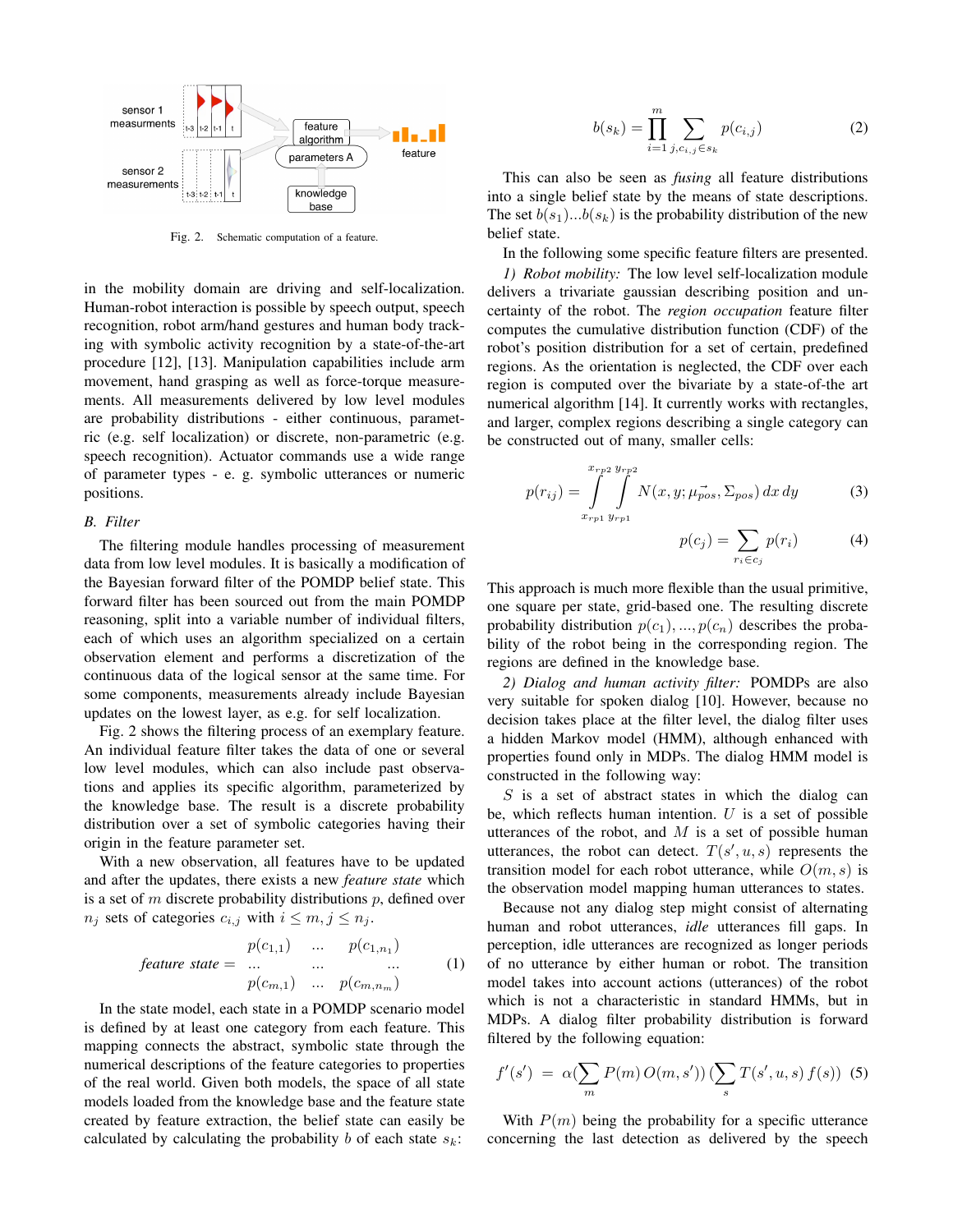Fig. 2. Schematic computation of a feature.

in the mobility domain are driving and self-localization. Human-robot interaction is possible by speech output, speech recognition, robot arm/hand gestures and human body tracking with symbolic activity recognition by a state-of-the-art procedure [12], [13]. Manipulation capabilities include arm movement, hand grasping as well as force-torque measurements. All measurements delivered by low level modules are probability distributions - either continuous, parametric (e.g. self localization) or discrete, non-parametric (e.g. speech recognition). Actuator commands use a wide range of parameter types - e. g. symbolic utterances or numeric positions.

### B. Filter

The filtering module handles processing of measurement data from low level modules. It is basically a modification of the Bayesian forward filter of the POMDP belief state. This forward filter has been sourced out from the main POMDP reasoning, split into a variable number of individual filters, each of which uses an algorithm specialized on a certain observation element and performs a discretization of the continuous data of the logical sensor at the same time. For some components, measurements already include Bayesian updates on the lowest layer, as e.g. for self localization.

Fig. 2 shows the filtering process of an exemplary feature. An individual feature filter takes the data of one or several low level modules, which can also include past observations and applies its specific algorithm, parameterized by the knowledge base. The result is a discrete probability distribution over a set of symbolic categories having their origin in the feature parameter set.

With a new observation, all features have to be updated and after the updates, there exists a new *feature state* which is a set of $m$ discrete probability distributions $p$, defined over $n_j$ sets of categories $c_{i,j}$ with $i \leq m, j \leq n_j$.

$$\textit{feature state} = \begin{matrix} p(c_{1,1}) & \dots & p(c_{1,n_1}) \\ \dots & \dots & \dots \\ p(c_{m,1}) & \dots & p(c_{m,n_m}) \end{matrix} \tag{1}$$

In the state model, each state in a POMDP scenario model is defined by at least one category from each feature. This mapping connects the abstract, symbolic state through the numerical descriptions of the feature categories to properties of the real world. Given both models, the space of all state models loaded from the knowledge base and the feature state created by feature extraction, the belief state can easily be calculated by calculating the probability $b$ of each state $s_k$:

$$b(s_k) = \prod_{i=1}^{m} \sum_{j, c_{i,j} \in s_k} p(c_{i,j}) \tag{2}$$

This can also be seen as *fusing* all feature distributions into a single belief state by the means of state descriptions. The set $b(s_1)...b(s_k)$ is the probability distribution of the new belief state.

In the following some specific feature filters are presented.

*1) Robot mobility:* The low level self-localization module delivers a trivariate gaussian describing position and uncertainty of the robot. The *region occupation* feature filter computes the cumulative distribution function (CDF) of the robot's position distribution for a set of certain, predefined regions. As the orientation is neglected, the CDF over each region is computed over the bivariate by a state-of-the art numerical algorithm [14]. It currently works with rectangles, and larger, complex regions describing a single category can be constructed out of many, smaller cells:

$$p(r_{ij}) = \int_{x_{rp1}}^{x_{rp2}} \int_{y_{rp1}}^{y_{rp2}} N(x, y; \vec{\mu_{pos}}, \Sigma_{pos})\, dx\, dy \tag{3}$$

$$p(c_j) = \sum_{r_i \in c_j} p(r_i) \tag{4}$$

This approach is much more flexible than the usual primitive, one square per state, grid-based one. The resulting discrete probability distribution $p(c_1), ..., p(c_n)$ describes the probability of the robot being in the corresponding region. The regions are defined in the knowledge base.

*2) Dialog and human activity filter:* POMDPs are also very suitable for spoken dialog [10]. However, because no decision takes place at the filter level, the dialog filter uses a hidden Markov model (HMM), although enhanced with properties found only in MDPs. The dialog HMM model is constructed in the following way:

$S$ is a set of abstract states in which the dialog can be, which reflects human intention. $U$ is a set of possible utterances of the robot, and $M$ is a set of possible human utterances, the robot can detect. $T(s', u, s)$ represents the transition model for each robot utterance, while $O(m, s)$ is the observation model mapping human utterances to states.

Because not any dialog step might consist of alternating human and robot utterances, *idle* utterances fill gaps. In perception, idle utterances are recognized as longer periods of no utterance by either human or robot. The transition model takes into account actions (utterances) of the robot which is not a characteristic in standard HMMs, but in MDPs. A dialog filter probability distribution is forward filtered by the following equation:

$$f'(s') = \alpha (\sum_{m} P(m)\, O(m, s'))\, (\sum_{s} T(s', u, s)\, f(s)) \tag{5}$$

With $P(m)$ being the probability for a specific utterance concerning the last detection as delivered by the speech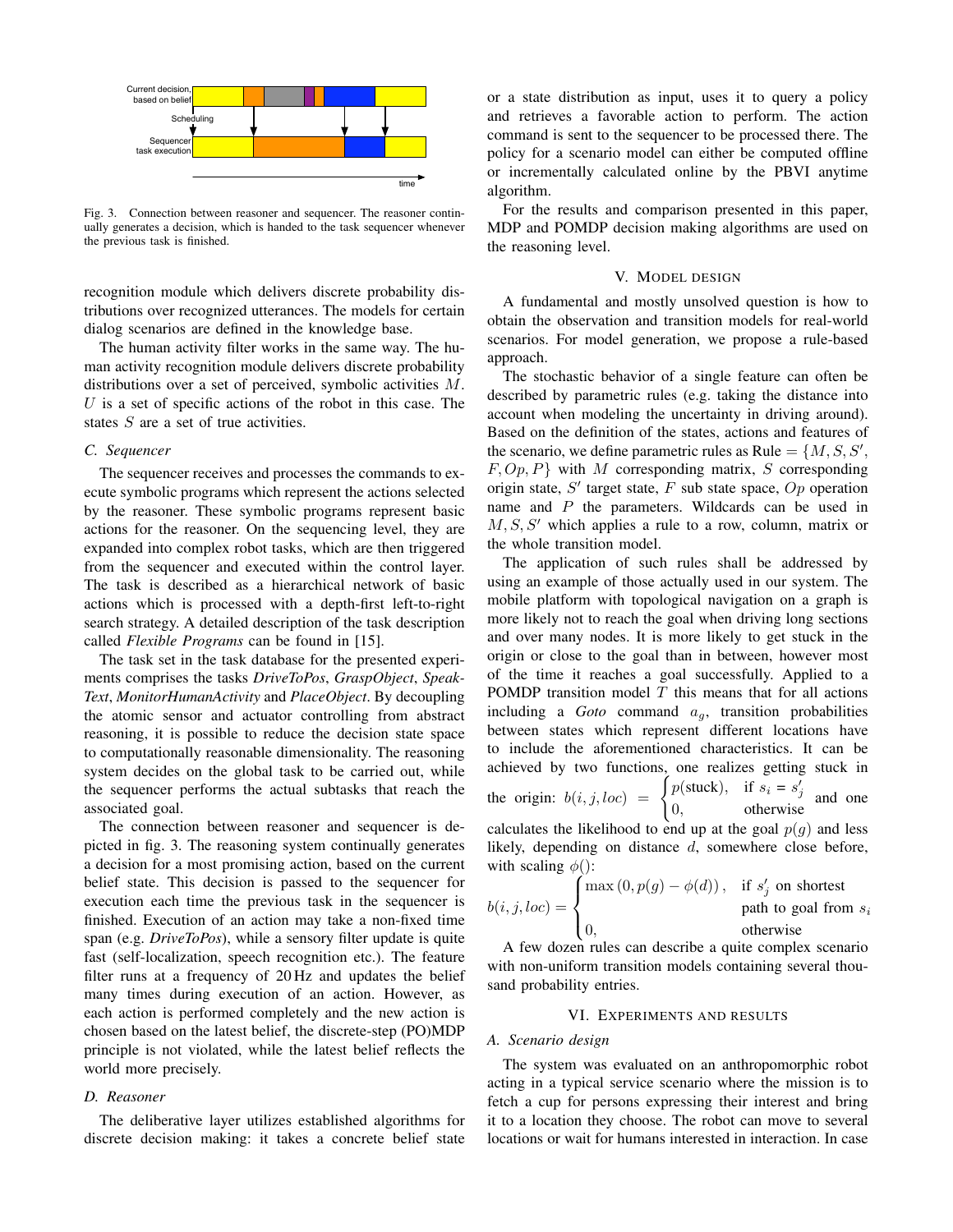Fig. 3. Connection between reasoner and sequencer. The reasoner continually generates a decision, which is handed to the task sequencer whenever the previous task is finished.

recognition module which delivers discrete probability distributions over recognized utterances. The models for certain dialog scenarios are defined in the knowledge base.

The human activity filter works in the same way. The human activity recognition module delivers discrete probability distributions over a set of perceived, symbolic activities $M$. $U$ is a set of specific actions of the robot in this case. The states $S$ are a set of true activities.

### C. Sequencer

The sequencer receives and processes the commands to execute symbolic programs which represent the actions selected by the reasoner. These symbolic programs represent basic actions for the reasoner. On the sequencing level, they are expanded into complex robot tasks, which are then triggered from the sequencer and executed within the control layer. The task is described as a hierarchical network of basic actions which is processed with a depth-first left-to-right search strategy. A detailed description of the task description called *Flexible Programs* can be found in [15].

The task set in the task database for the presented experiments comprises the tasks *DriveToPos*, *GraspObject*, *SpeakText*, *MonitorHumanActivity* and *PlaceObject*. By decoupling the atomic sensor and actuator controlling from abstract reasoning, it is possible to reduce the decision state space to computationally reasonable dimensionality. The reasoning system decides on the global task to be carried out, while the sequencer performs the actual subtasks that reach the associated goal.

The connection between reasoner and sequencer is depicted in fig. 3. The reasoning system continually generates a decision for a most promising action, based on the current belief state. This decision is passed to the sequencer for execution each time the previous task is finished. Execution of an action may take a non-fixed time span (e.g. *DriveToPos*), while a sensory filter update is quite fast (self-localization, speech recognition etc.). The feature filter runs at a frequency of 20 Hz and updates the belief many times during execution of an action. However, as each action is performed completely and the new action is chosen based on the latest belief, the discrete-step (PO)MDP principle is not violated, while the latest belief reflects the world more precisely.

### D. Reasoner

The deliberative layer utilizes established algorithms for discrete decision making: it takes a concrete belief state or a state distribution as input, uses it to query a policy and retrieves a favorable action to perform. The action command is sent to the sequencer to be processed there. The policy for a scenario model can either be computed offline or incrementally calculated online by the PBVI anytime algorithm.

For the results and comparison presented in this paper, MDP and POMDP decision making algorithms are used on the reasoning level.

## V. Model Design

A fundamental and mostly unsolved question is how to obtain the observation and transition models for real-world scenarios. For model generation, we propose a rule-based approach.

The stochastic behavior of a single feature can often be described by parametric rules (e.g. taking the distance into account when modeling the uncertainty in driving around). Based on the definition of the states, actions and features of the scenario, we define parametric rules as Rule $= \{M, S, S', F, Op, P\}$ with $M$ corresponding matrix, $S$ corresponding origin state, $S'$ target state, $F$ sub state space, $Op$ operation name and $P$ the parameters. Wildcards can be used in $M, S, S'$ which applies a rule to a row, column, matrix or the whole transition model.

The application of such rules shall be addressed by using an example of those actually used in our system. The mobile platform with topological navigation on a graph is more likely not to reach the goal when driving long sections and over many nodes. It is more likely to get stuck in the origin or close to the goal than in between, however most of the time it reaches a goal successfully. Applied to a POMDP transition model $T$ this means that for all actions including a *Goto* command $a_g$, transition probabilities between states which represent different locations have to include the aforementioned characteristics. It can be achieved by two functions, one realizes getting stuck in the origin: $b(i,j,loc) = \begin{cases} p(\text{stuck}), & \text{if } s_i = s'_j \\ 0, & \text{otherwise} \end{cases}$ and one calculates the likelihood to end up at the goal $p(g)$ and less likely, depending on distance $d$, somewhere close before, with scaling $\phi()$:

$$b(i,j,loc) = \begin{cases} \max\left(0, p(g) - \phi(d)\right), & \text{if } s'_j \text{ on shortest} \\ & \text{path to goal from } s_i \\ 0, & \text{otherwise} \end{cases}$$

A few dozen rules can describe a quite complex scenario with non-uniform transition models containing several thousand probability entries.

## VI. Experiments and Results

### A. Scenario design

The system was evaluated on an anthropomorphic robot acting in a typical service scenario where the mission is to fetch a cup for persons expressing their interest and bring it to a location they choose. The robot can move to several locations or wait for humans interested in interaction. In case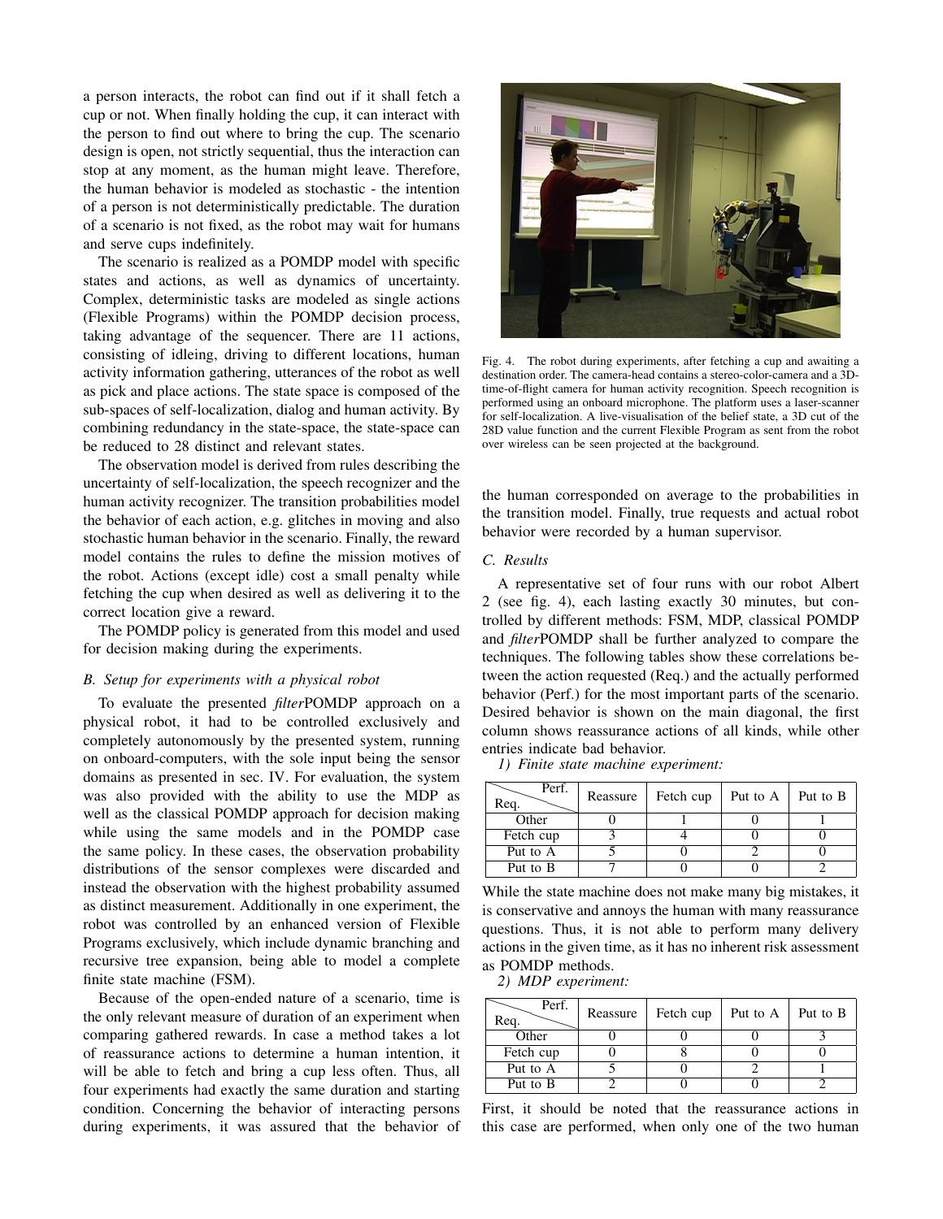a person interacts, the robot can find out if it shall fetch a cup or not. When finally holding the cup, it can interact with the person to find out where to bring the cup. The scenario design is open, not strictly sequential, thus the interaction can stop at any moment, as the human might leave. Therefore, the human behavior is modeled as stochastic - the intention of a person is not deterministically predictable. The duration of a scenario is not fixed, as the robot may wait for humans and serve cups indefinitely.

The scenario is realized as a POMDP model with specific states and actions, as well as dynamics of uncertainty. Complex, deterministic tasks are modeled as single actions (Flexible Programs) within the POMDP decision process, taking advantage of the sequencer. There are 11 actions, consisting of idleing, driving to different locations, human activity information gathering, utterances of the robot as well as pick and place actions. The state space is composed of the sub-spaces of self-localization, dialog and human activity. By combining redundancy in the state-space, the state-space can be reduced to 28 distinct and relevant states.

The observation model is derived from rules describing the uncertainty of self-localization, the speech recognizer and the human activity recognizer. The transition probabilities model the behavior of each action, e.g. glitches in moving and also stochastic human behavior in the scenario. Finally, the reward model contains the rules to define the mission motives of the robot. Actions (except idle) cost a small penalty while fetching the cup when desired as well as delivering it to the correct location give a reward.

The POMDP policy is generated from this model and used for decision making during the experiments.

### B. Setup for experiments with a physical robot

To evaluate the presented *filter*POMDP approach on a physical robot, it had to be controlled exclusively and completely autonomously by the presented system, running on onboard-computers, with the sole input being the sensor domains as presented in sec. IV. For evaluation, the system was also provided with the ability to use the MDP as well as the classical POMDP approach for decision making while using the same models and in the POMDP case the same policy. In these cases, the observation probability distributions of the sensor complexes were discarded and instead the observation with the highest probability assumed as distinct measurement. Additionally in one experiment, the robot was controlled by an enhanced version of Flexible Programs exclusively, which include dynamic branching and recursive tree expansion, being able to model a complete finite state machine (FSM).

Because of the open-ended nature of a scenario, time is the only relevant measure of duration of an experiment when comparing gathered rewards. In case a method takes a lot of reassurance actions to determine a human intention, it will be able to fetch and bring a cup less often. Thus, all four experiments had exactly the same duration and starting condition. Concerning the behavior of interacting persons during experiments, it was assured that the behavior of the human corresponded on average to the probabilities in the transition model. Finally, true requests and actual robot behavior were recorded by a human supervisor.

Fig. 4. The robot during experiments, after fetching a cup and awaiting a destination order. The camera-head contains a stereo-color-camera and a 3D-time-of-flight camera for human activity recognition. Speech recognition is performed using an onboard microphone. The platform uses a laser-scanner for self-localization. A live-visualisation of the belief state, a 3D cut of the 28D value function and the current Flexible Program as sent from the robot over wireless can be seen projected at the background.

### C. Results

A representative set of four runs with our robot Albert 2 (see fig. 4), each lasting exactly 30 minutes, but controlled by different methods: FSM, MDP, classical POMDP and *filter*POMDP shall be further analyzed to compare the techniques. The following tables show these correlations between the action requested (Req.) and the actually performed behavior (Perf.) for the most important parts of the scenario. Desired behavior is shown on the main diagonal, the first column shows reassurance actions of all kinds, while other entries indicate bad behavior.

*1) Finite state machine experiment:*

| Req. \ Perf. | Reassure | Fetch cup | Put to A | Put to B |
|---|---|---|---|---|
| Other | 0 | 1 | 0 | 1 |
| Fetch cup | 3 | 4 | 0 | 0 |
| Put to A | 5 | 0 | 2 | 0 |
| Put to B | 7 | 0 | 0 | 2 |

While the state machine does not make many big mistakes, it is conservative and annoys the human with many reassurance questions. Thus, it is not able to perform many delivery actions in the given time, as it has no inherent risk assessment as POMDP methods.

*2) MDP experiment:*

| Req. \ Perf. | Reassure | Fetch cup | Put to A | Put to B |
|---|---|---|---|---|
| Other | 0 | 0 | 0 | 3 |
| Fetch cup | 0 | 8 | 0 | 0 |
| Put to A | 5 | 0 | 2 | 1 |
| Put to B | 2 | 0 | 0 | 2 |

First, it should be noted that the reassurance actions in this case are performed, when only one of the two human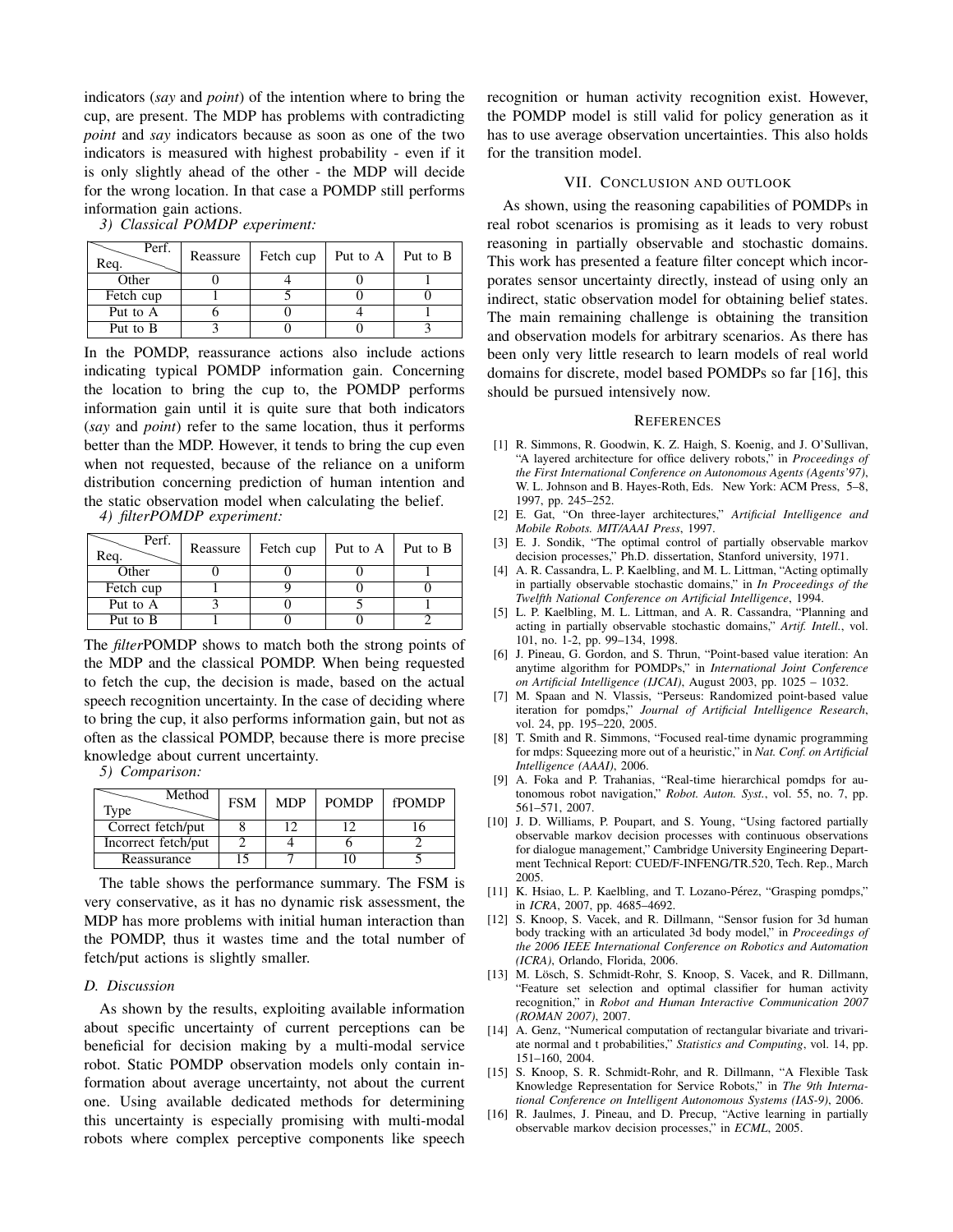indicators (*say* and *point*) of the intention where to bring the cup, are present. The MDP has problems with contradicting *point* and *say* indicators because as soon as one of the two indicators is measured with highest probability - even if it is only slightly ahead of the other - the MDP will decide for the wrong location. In that case a POMDP still performs information gain actions.

*3) Classical POMDP experiment:*

| Req. \ Perf. | Reassure | Fetch cup | Put to A | Put to B |
|---|---|---|---|---|
| Other | 0 | 4 | 0 | 1 |
| Fetch cup | 1 | 5 | 0 | 0 |
| Put to A | 6 | 0 | 4 | 1 |
| Put to B | 3 | 0 | 0 | 3 |

In the POMDP, reassurance actions also include actions indicating typical POMDP information gain. Concerning the location to bring the cup to, the POMDP performs information gain until it is quite sure that both indicators (*say* and *point*) refer to the same location, thus it performs better than the MDP. However, it tends to bring the cup even when not requested, because of the reliance on a uniform distribution concerning prediction of human intention and the static observation model when calculating the belief.

*4) filterPOMDP experiment:*

| Req. \ Perf. | Reassure | Fetch cup | Put to A | Put to B |
|---|---|---|---|---|
| Other | 0 | 0 | 0 | 1 |
| Fetch cup | 1 | 9 | 0 | 0 |
| Put to A | 3 | 0 | 5 | 1 |
| Put to B | 1 | 0 | 0 | 2 |

The *filter*POMDP shows to match both the strong points of the MDP and the classical POMDP. When being requested to fetch the cup, the decision is made, based on the actual speech recognition uncertainty. In the case of deciding where to bring the cup, it also performs information gain, but not as often as the classical POMDP, because there is more precise knowledge about current uncertainty.

*5) Comparison:*

| Type \ Method | FSM | MDP | POMDP | fPOMDP |
|---|---|---|---|---|
| Correct fetch/put | 8 | 12 | 12 | 16 |
| Incorrect fetch/put | 2 | 4 | 6 | 2 |
| Reassurance | 15 | 7 | 10 | 5 |

The table shows the performance summary. The FSM is very conservative, as it has no dynamic risk assessment, the MDP has more problems with initial human interaction than the POMDP, thus it wastes time and the total number of fetch/put actions is slightly smaller.

### D. Discussion

As shown by the results, exploiting available information about specific uncertainty of current perceptions can be beneficial for decision making by a multi-modal service robot. Static POMDP observation models only contain information about average uncertainty, not about the current one. Using available dedicated methods for determining this uncertainty is especially promising with multi-modal robots where complex perceptive components like speech recognition or human activity recognition exist. However, the POMDP model is still valid for policy generation as it has to use average observation uncertainties. This also holds for the transition model.

## VII. Conclusion and Outlook

As shown, using the reasoning capabilities of POMDPs in real robot scenarios is promising as it leads to very robust reasoning in partially observable and stochastic domains. This work has presented a feature filter concept which incorporates sensor uncertainty directly, instead of using only an indirect, static observation model for obtaining belief states. The main remaining challenge is obtaining the transition and observation models for arbitrary scenarios. As there has been only very little research to learn models of real world domains for discrete, model based POMDPs so far [16], this should be pursued intensively now.

## References

[1] R. Simmons, R. Goodwin, K. Z. Haigh, S. Koenig, and J. O'Sullivan, "A layered architecture for office delivery robots," in *Proceedings of the First International Conference on Autonomous Agents (Agents'97)*, W. L. Johnson and B. Hayes-Roth, Eds. New York: ACM Press, 5–8, 1997, pp. 245–252.

[2] E. Gat, "On three-layer architectures," *Artificial Intelligence and Mobile Robots. MIT/AAAI Press*, 1997.

[3] E. J. Sondik, "The optimal control of partially observable markov decision processes," Ph.D. dissertation, Stanford university, 1971.

[4] A. R. Cassandra, L. P. Kaelbling, and M. L. Littman, "Acting optimally in partially observable stochastic domains," in *In Proceedings of the Twelfth National Conference on Artificial Intelligence*, 1994.

[5] L. P. Kaelbling, M. L. Littman, and A. R. Cassandra, "Planning and acting in partially observable stochastic domains," *Artif. Intell.*, vol. 101, no. 1-2, pp. 99–134, 1998.

[6] J. Pineau, G. Gordon, and S. Thrun, "Point-based value iteration: An anytime algorithm for POMDPs," in *International Joint Conference on Artificial Intelligence (IJCAI)*, August 2003, pp. 1025 – 1032.

[7] M. Spaan and N. Vlassis, "Perseus: Randomized point-based value iteration for pomdps," *Journal of Artificial Intelligence Research*, vol. 24, pp. 195–220, 2005.

[8] T. Smith and R. Simmons, "Focused real-time dynamic programming for mdps: Squeezing more out of a heuristic," in *Nat. Conf. on Artificial Intelligence (AAAI)*, 2006.

[9] A. Foka and P. Trahanias, "Real-time hierarchical pomdps for autonomous robot navigation," *Robot. Auton. Syst.*, vol. 55, no. 7, pp. 561–571, 2007.

[10] J. D. Williams, P. Poupart, and S. Young, "Using factored partially observable markov decision processes with continuous observations for dialogue management," Cambridge University Engineering Department Technical Report: CUED/F-INFENG/TR.520, Tech. Rep., March 2005.

[11] K. Hsiao, L. P. Kaelbling, and T. Lozano-Pérez, "Grasping pomdps," in *ICRA*, 2007, pp. 4685–4692.

[12] S. Knoop, S. Vacek, and R. Dillmann, "Sensor fusion for 3d human body tracking with an articulated 3d body model," in *Proceedings of the 2006 IEEE International Conference on Robotics and Automation (ICRA)*, Orlando, Florida, 2006.

[13] M. Lösch, S. Schmidt-Rohr, S. Knoop, S. Vacek, and R. Dillmann, "Feature set selection and optimal classifier for human activity recognition," in *Robot and Human Interactive Communication 2007 (ROMAN 2007)*, 2007.

[14] A. Genz, "Numerical computation of rectangular bivariate and trivariate normal and t probabilities," *Statistics and Computing*, vol. 14, pp. 151–160, 2004.

[15] S. Knoop, S. R. Schmidt-Rohr, and R. Dillmann, "A Flexible Task Knowledge Representation for Service Robots," in *The 9th International Conference on Intelligent Autonomous Systems (IAS-9)*, 2006.

[16] R. Jaulmes, J. Pineau, and D. Precup, "Active learning in partially observable markov decision processes," in *ECML*, 2005.